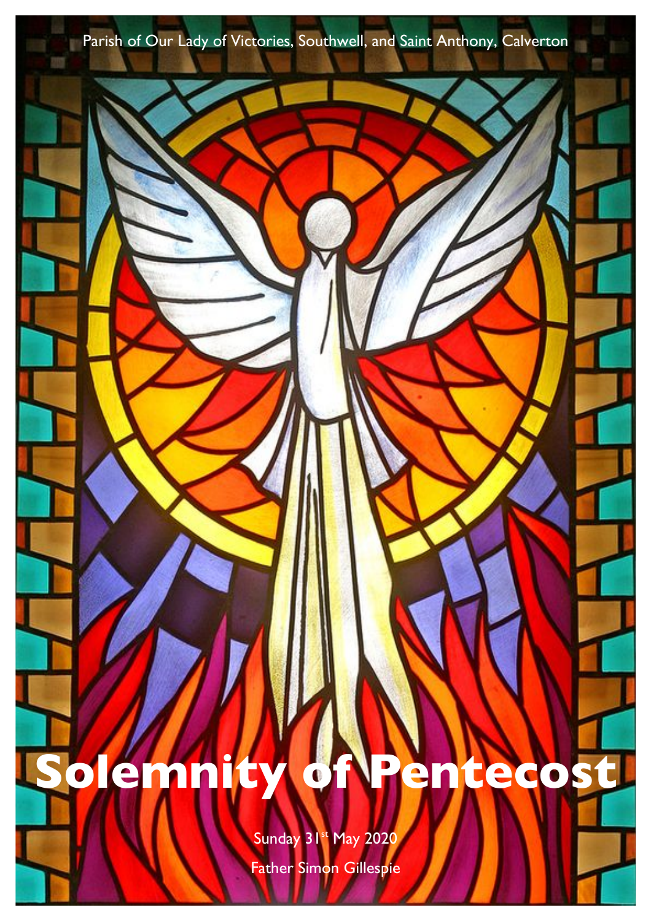Parish of Our Lady of Victories, Southwell, and Saint Anthony, Calverton

# Solemnity of Pentecost

Sunday 31st May 2020

Father Simon Gillespie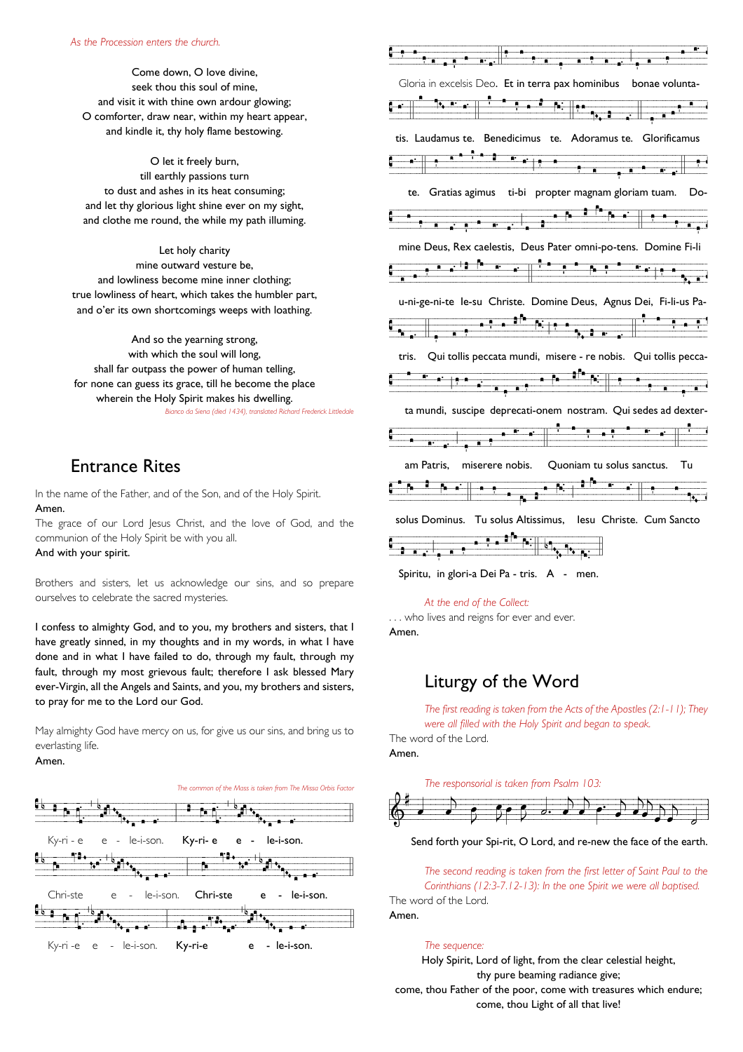*As the Procession enters the church.*

Come down, O love divine,
seek thou this soul of mine,
and visit it with thine own ardour glowing;
O comforter, draw near, within my heart appear,
and kindle it, thy holy flame bestowing.

O let it freely burn,
till earthly passions turn
to dust and ashes in its heat consuming;
and let thy glorious light shine ever on my sight,
and clothe me round, the while my path illuming.

Let holy charity
mine outward vesture be,
and lowliness become mine inner clothing;
true lowliness of heart, which takes the humbler part,
and o'er its own shortcomings weeps with loathing.

And so the yearning strong,
with which the soul will long,
shall far outpass the power of human telling,
for none can guess its grace, till he become the place
wherein the Holy Spirit makes his dwelling.

*Bianco da Siena (died 1434), translated Richard Frederick Littledale*

## Entrance Rites

In the name of the Father, and of the Son, and of the Holy Spirit.
**Amen.**
The grace of our Lord Jesus Christ, and the love of God, and the communion of the Holy Spirit be with you all.
**And with your spirit.**

Brothers and sisters, let us acknowledge our sins, and so prepare ourselves to celebrate the sacred mysteries.

**I confess to almighty God, and to you, my brothers and sisters, that I have greatly sinned, in my thoughts and in my words, in what I have done and in what I have failed to do, through my fault, through my fault, through my most grievous fault; therefore I ask blessed Mary ever-Virgin, all the Angels and Saints, and you, my brothers and sisters, to pray for me to the Lord our God.**

May almighty God have mercy on us, for give us our sins, and bring us to everlasting life.
**Amen.**

*The common of the Mass is taken from The Missa Orbis Factor*

Ky-ri - e e - le-i-son. **Ky-ri- e e - le-i-son.**
Chri-ste e - le-i-son. **Chri-ste e - le-i-son.**
Ky-ri -e e - le-i-son. **Ky-ri-e e - le-i-son.**

Gloria in excelsis Deo. **Et in terra pax hominibus** bonae volunta-tis. **Laudamus te.** Benedicimus te. **Adoramus te.** Glorificamus te. **Gratias agimus ti-bi propter magnam gloriam tuam.** Do-mine Deus, Rex caelestis, Deus Pater omni-po-tens. **Domine Fi-li u-ni-ge-ni-te Ie-su Christe.** Domine Deus, Agnus Dei, Fi-li-us Pa-tris. **Qui tollis peccata mundi, misere - re nobis.** Qui tollis pecca-ta mundi, suscipe deprecati-onem nostram. **Qui sedes ad dexter-am Patris, miserere nobis.** Quoniam tu solus sanctus. **Tu solus Dominus.** Tu solus Altissimus, **Iesu Christe.** Cum Sancto Spiritu, in glori-a Dei Pa - tris. **A - men.**

*At the end of the Collect:*
. . . who lives and reigns for ever and ever.
**Amen.**

## Liturgy of the Word

*The first reading is taken from the Acts of the Apostles (2:1-11); They were all filled with the Holy Spirit and began to speak.*
The word of the Lord.
**Amen.**

*The responsorial is taken from Psalm 103:*

**Send forth your Spi-rit, O Lord, and re-new the face of the earth.**

*The second reading is taken from the first letter of Saint Paul to the Corinthians (12:3-7.12-13): In the one Spirit we were all baptised.*
The word of the Lord.
**Amen.**

*The sequence:*

Holy Spirit, Lord of light, from the clear celestial height,
thy pure beaming radiance give;
come, thou Father of the poor, come with treasures which endure;
come, thou Light of all that live!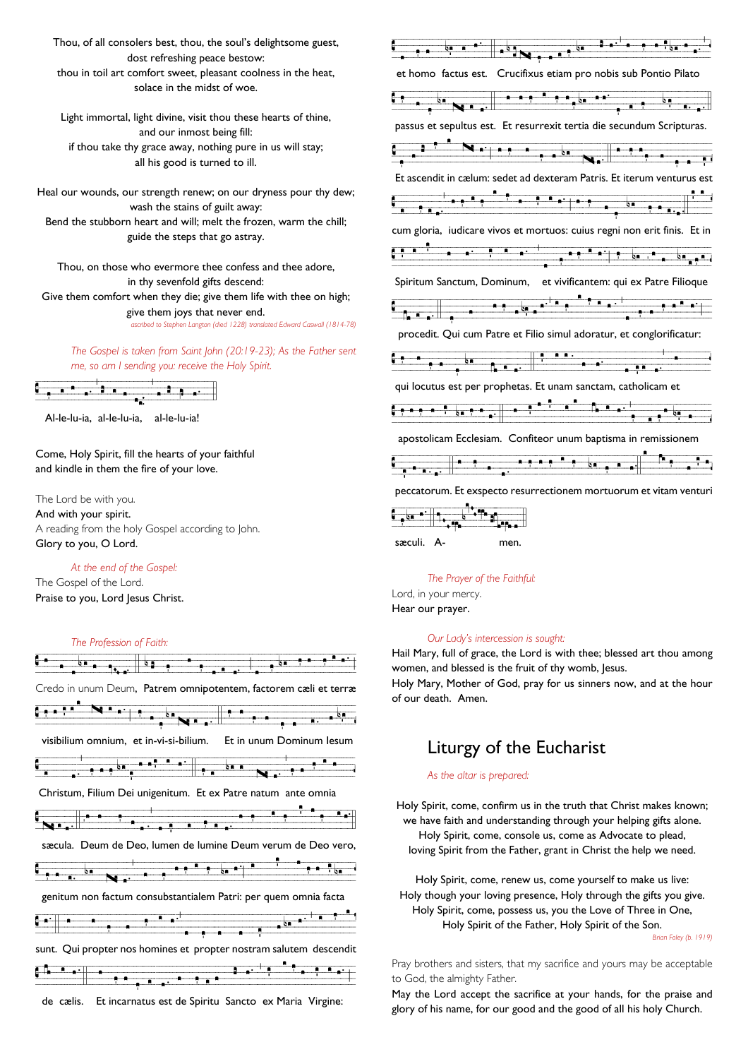Thou, of all consolers best, thou, the soul's delightsome guest,
dost refreshing peace bestow:
thou in toil art comfort sweet, pleasant coolness in the heat,
solace in the midst of woe.

Light immortal, light divine, visit thou these hearts of thine,
and our inmost being fill:
if thou take thy grace away, nothing pure in us will stay;
all his good is turned to ill.

Heal our wounds, our strength renew; on our dryness pour thy dew;
wash the stains of guilt away:
Bend the stubborn heart and will; melt the frozen, warm the chill;
guide the steps that go astray.

Thou, on those who evermore thee confess and thee adore,
in thy sevenfold gifts descend:
Give them comfort when they die; give them life with thee on high;
give them joys that never end.

*ascribed to Stephen Langton (died 1228) translated Edward Caswall (1814-78)*

*The Gospel is taken from Saint John (20:19-23); As the Father sent me, so am I sending you: receive the Holy Spirit.*

Al-le-lu-ia, al-le-lu-ia, al-le-lu-ia!

Come, Holy Spirit, fill the hearts of your faithful
and kindle in them the fire of your love.

The Lord be with you.
**And with your spirit.**
A reading from the holy Gospel according to John.
**Glory to you, O Lord.**

*At the end of the Gospel:*
The Gospel of the Lord.
**Praise to you, Lord Jesus Christ.**

*The Profession of Faith:*

Credo in unum Deum, Patrem omnipotentem, factorem cæli et terræ visibilium omnium, et in-vi-si-bilium. Et in unum Dominum Iesum Christum, Filium Dei unigenitum. Et ex Patre natum ante omnia sæcula. Deum de Deo, lumen de lumine Deum verum de Deo vero, genitum non factum consubstantialem Patri: per quem omnia facta sunt. Qui propter nos homines et propter nostram salutem descendit de cælis. Et incarnatus est de Spiritu Sancto ex Maria Virgine: et homo factus est. Crucifixus etiam pro nobis sub Pontio Pilato passus et sepultus est. Et resurrexit tertia die secundum Scripturas. Et ascendit in cælum: sedet ad dexteram Patris. Et iterum venturus est cum gloria, iudicare vivos et mortuos: cuius regni non erit finis. Et in Spiritum Sanctum, Dominum, et vivificantem: qui ex Patre Filioque procedit. Qui cum Patre et Filio simul adoratur, et conglorificatur: qui locutus est per prophetas. Et unam sanctam, catholicam et apostolicam Ecclesiam. Confiteor unum baptisma in remissionem peccatorum. Et exspecto resurrectionem mortuorum et vitam venturi sæculi. A- men.

*The Prayer of the Faithful:*
Lord, in your mercy.
**Hear our prayer.**

*Our Lady's intercession is sought:*
**Hail Mary, full of grace, the Lord is with thee; blessed art thou among women, and blessed is the fruit of thy womb, Jesus.
Holy Mary, Mother of God, pray for us sinners now, and at the hour of our death. Amen.**

# Liturgy of the Eucharist

*As the altar is prepared:*

Holy Spirit, come, confirm us in the truth that Christ makes known;
we have faith and understanding through your helping gifts alone.
Holy Spirit, come, console us, come as Advocate to plead,
loving Spirit from the Father, grant in Christ the help we need.

Holy Spirit, come, renew us, come yourself to make us live:
Holy though your loving presence, Holy through the gifts you give.
Holy Spirit, come, possess us, you the Love of Three in One,
Holy Spirit of the Father, Holy Spirit of the Son.

*Brian Foley (b. 1919)*

Pray brothers and sisters, that my sacrifice and yours may be acceptable to God, the almighty Father.
**May the Lord accept the sacrifice at your hands, for the praise and glory of his name, for our good and the good of all his holy Church.**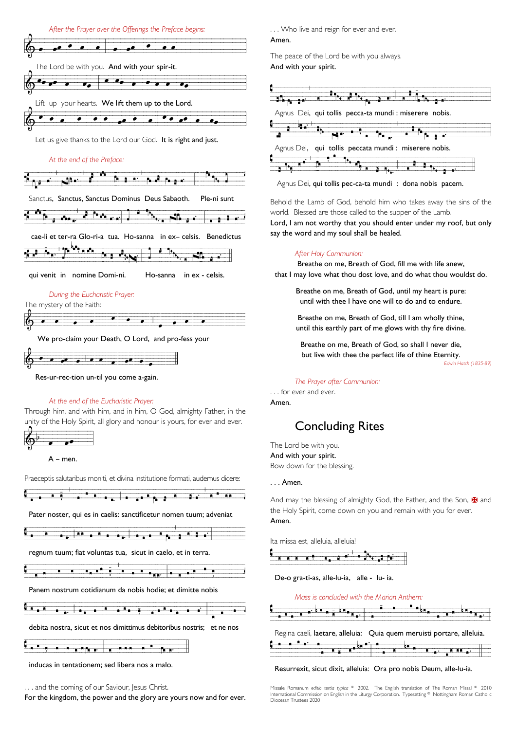*After the Prayer over the Offerings the Preface begins:*

The Lord be with you. **And with your spir-it.**

Lift up your hearts. **We lift them up to the Lord.**

Let us give thanks to the Lord our God. **It is right and just.**

*At the end of the Preface:*

**Sanctus, Sanctus, Sanctus Dominus Deus Sabaoth. Ple-ni sunt cae-li et ter-ra Glo-ri-a tua. Ho-sanna in ex– celsis. Benedictus qui venit in nomine Domi-ni. Ho-sanna in ex - celsis.**

*During the Eucharistic Prayer:*

The mystery of the Faith:

**We pro-claim your Death, O Lord, and pro-fess your Res-ur-rec-tion un-til you come a-gain.**

*At the end of the Eucharistic Prayer:*

Through him, and with him, and in him, O God, almighty Father, in the unity of the Holy Spirit, all glory and honour is yours, for ever and ever.

**A – men.**

Praeceptis salutaribus moniti, et divina institutione formati, audemus dicere:

**Pater noster, qui es in caelis: sanctificetur nomen tuum; adveniat regnum tuum; fiat voluntas tua, sicut in caelo, et in terra. Panem nostrum cotidianum da nobis hodie; et dimitte nobis debita nostra, sicut et nos dimittimus debitoribus nostris; et ne nos inducas in tentationem; sed libera nos a malo.**

. . . and the coming of our Saviour, Jesus Christ.

**For the kingdom, the power and the glory are yours now and for ever.**

. . . Who live and reign for ever and ever.

**Amen.**

The peace of the Lord be with you always.

**And with your spirit.**

**Agnus Dei, qui tollis pecca-ta mundi : miserere nobis.**

**Agnus Dei, qui tollis peccata mundi : miserere nobis.**

**Agnus Dei, qui tollis pec-ca-ta mundi : dona nobis pacem.**

Behold the Lamb of God, behold him who takes away the sins of the world. Blessed are those called to the supper of the Lamb.

**Lord, I am not worthy that you should enter under my roof, but only say the word and my soul shall be healed.**

*After Holy Communion:*

**Breathe on me, Breath of God, fill me with life anew,**
**that I may love what thou dost love, and do what thou wouldst do.**

**Breathe on me, Breath of God, until my heart is pure:**
**until with thee I have one will to do and to endure.**

**Breathe on me, Breath of God, till I am wholly thine,**
**until this earthly part of me glows with thy fire divine.**

**Breathe on me, Breath of God, so shall I never die,**
**but live with thee the perfect life of thine Eternity.**

*Edwin Hatch (1835-89)*

*The Prayer after Communion:*

. . . for ever and ever.

**Amen.**

## Concluding Rites

The Lord be with you.

**And with your spirit.**

Bow down for the blessing.

. . . **Amen.**

And may the blessing of almighty God, the Father, and the Son, ✠ and the Holy Spirit, come down on you and remain with you for ever.

**Amen.**

Ita missa est, alleluia, alleluia!

**De-o gra-ti-as, alle-lu-ia, alle - lu- ia.**

*Mass is concluded with the Marian Anthem:*

Regina caeli, **laetare, alleluia: Quia quem meruisti portare, alleluia. Resurrexit, sicut dixit, alleluia: Ora pro nobis Deum, alle-lu-ia.**

Missale Romanum *editio tertia typica* © 2002. The English translation of The Roman Missal © 2010 International Commission on English in the Liturgy Corporation. Typesetting © Nottingham Roman Catholic Diocesan Trustees 2020